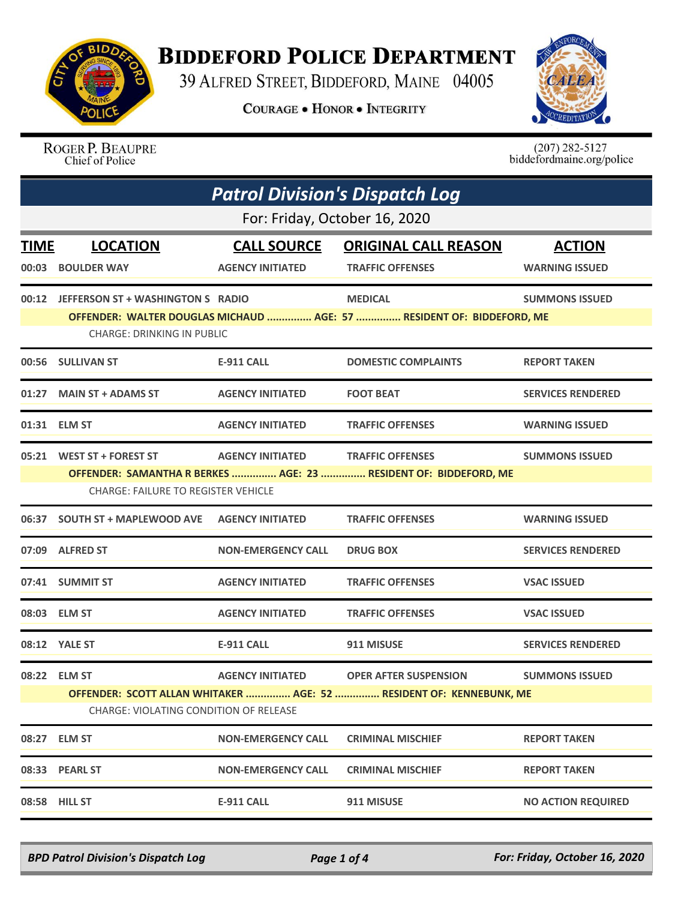# BIDDEFORD POLICE DEPARTMENT

39 ALFRED STREET, BIDDEFORD, MAINE 04005

COURAGE • HONOR • INTEGRITY

ROGER P. BEAUPRE
Chief of Police

(207) 282-5127
biddefordmaine.org/police

## *Patrol Division's Dispatch Log*

For: Friday, October 16, 2020

| TIME | LOCATION | CALL SOURCE | ORIGINAL CALL REASON | ACTION |
|---|---|---|---|---|
| 00:03 | BOULDER WAY | AGENCY INITIATED | TRAFFIC OFFENSES | WARNING ISSUED |
| 00:12 | JEFFERSON ST + WASHINGTON S | RADIO | MEDICAL | SUMMONS ISSUED |
| | OFFENDER: WALTER DOUGLAS MICHAUD ............... AGE: 57 ............... RESIDENT OF: BIDDEFORD, ME | | | |
| | CHARGE: DRINKING IN PUBLIC | | | |
| 00:56 | SULLIVAN ST | E-911 CALL | DOMESTIC COMPLAINTS | REPORT TAKEN |
| 01:27 | MAIN ST + ADAMS ST | AGENCY INITIATED | FOOT BEAT | SERVICES RENDERED |
| 01:31 | ELM ST | AGENCY INITIATED | TRAFFIC OFFENSES | WARNING ISSUED |
| 05:21 | WEST ST + FOREST ST | AGENCY INITIATED | TRAFFIC OFFENSES | SUMMONS ISSUED |
| | OFFENDER: SAMANTHA R BERKES ............... AGE: 23 ............... RESIDENT OF: BIDDEFORD, ME | | | |
| | CHARGE: FAILURE TO REGISTER VEHICLE | | | |
| 06:37 | SOUTH ST + MAPLEWOOD AVE | AGENCY INITIATED | TRAFFIC OFFENSES | WARNING ISSUED |
| 07:09 | ALFRED ST | NON-EMERGENCY CALL | DRUG BOX | SERVICES RENDERED |
| 07:41 | SUMMIT ST | AGENCY INITIATED | TRAFFIC OFFENSES | VSAC ISSUED |
| 08:03 | ELM ST | AGENCY INITIATED | TRAFFIC OFFENSES | VSAC ISSUED |
| 08:12 | YALE ST | E-911 CALL | 911 MISUSE | SERVICES RENDERED |
| 08:22 | ELM ST | AGENCY INITIATED | OPER AFTER SUSPENSION | SUMMONS ISSUED |
| | OFFENDER: SCOTT ALLAN WHITAKER ............... AGE: 52 ............... RESIDENT OF: KENNEBUNK, ME | | | |
| | CHARGE: VIOLATING CONDITION OF RELEASE | | | |
| 08:27 | ELM ST | NON-EMERGENCY CALL | CRIMINAL MISCHIEF | REPORT TAKEN |
| 08:33 | PEARL ST | NON-EMERGENCY CALL | CRIMINAL MISCHIEF | REPORT TAKEN |
| 08:58 | HILL ST | E-911 CALL | 911 MISUSE | NO ACTION REQUIRED |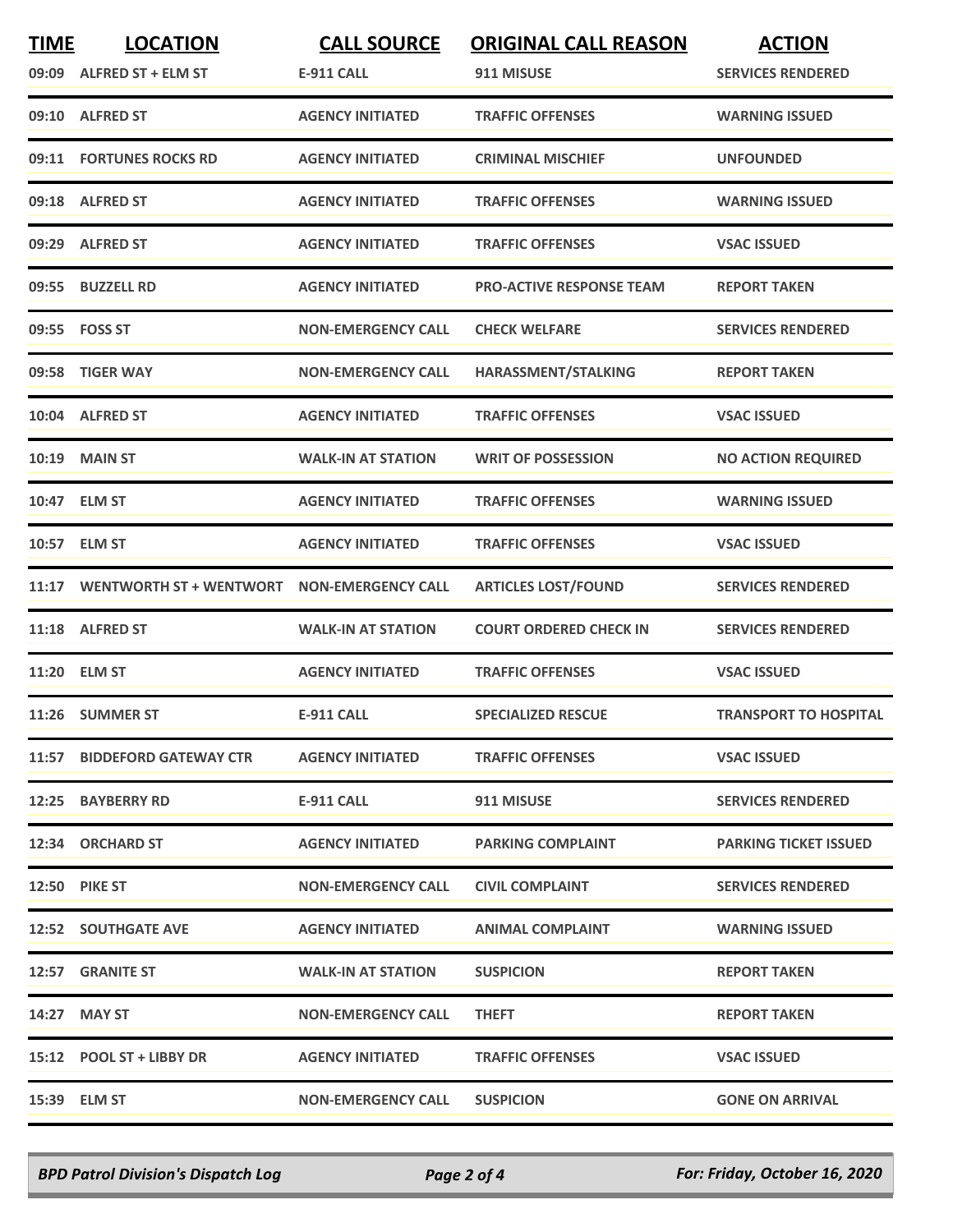| TIME | LOCATION | CALL SOURCE | ORIGINAL CALL REASON | ACTION |
|---|---|---|---|---|
| 09:09 | ALFRED ST + ELM ST | E-911 CALL | 911 MISUSE | SERVICES RENDERED |
| 09:10 | ALFRED ST | AGENCY INITIATED | TRAFFIC OFFENSES | WARNING ISSUED |
| 09:11 | FORTUNES ROCKS RD | AGENCY INITIATED | CRIMINAL MISCHIEF | UNFOUNDED |
| 09:18 | ALFRED ST | AGENCY INITIATED | TRAFFIC OFFENSES | WARNING ISSUED |
| 09:29 | ALFRED ST | AGENCY INITIATED | TRAFFIC OFFENSES | VSAC ISSUED |
| 09:55 | BUZZELL RD | AGENCY INITIATED | PRO-ACTIVE RESPONSE TEAM | REPORT TAKEN |
| 09:55 | FOSS ST | NON-EMERGENCY CALL | CHECK WELFARE | SERVICES RENDERED |
| 09:58 | TIGER WAY | NON-EMERGENCY CALL | HARASSMENT/STALKING | REPORT TAKEN |
| 10:04 | ALFRED ST | AGENCY INITIATED | TRAFFIC OFFENSES | VSAC ISSUED |
| 10:19 | MAIN ST | WALK-IN AT STATION | WRIT OF POSSESSION | NO ACTION REQUIRED |
| 10:47 | ELM ST | AGENCY INITIATED | TRAFFIC OFFENSES | WARNING ISSUED |
| 10:57 | ELM ST | AGENCY INITIATED | TRAFFIC OFFENSES | VSAC ISSUED |
| 11:17 | WENTWORTH ST + WENTWORT | NON-EMERGENCY CALL | ARTICLES LOST/FOUND | SERVICES RENDERED |
| 11:18 | ALFRED ST | WALK-IN AT STATION | COURT ORDERED CHECK IN | SERVICES RENDERED |
| 11:20 | ELM ST | AGENCY INITIATED | TRAFFIC OFFENSES | VSAC ISSUED |
| 11:26 | SUMMER ST | E-911 CALL | SPECIALIZED RESCUE | TRANSPORT TO HOSPITAL |
| 11:57 | BIDDEFORD GATEWAY CTR | AGENCY INITIATED | TRAFFIC OFFENSES | VSAC ISSUED |
| 12:25 | BAYBERRY RD | E-911 CALL | 911 MISUSE | SERVICES RENDERED |
| 12:34 | ORCHARD ST | AGENCY INITIATED | PARKING COMPLAINT | PARKING TICKET ISSUED |
| 12:50 | PIKE ST | NON-EMERGENCY CALL | CIVIL COMPLAINT | SERVICES RENDERED |
| 12:52 | SOUTHGATE AVE | AGENCY INITIATED | ANIMAL COMPLAINT | WARNING ISSUED |
| 12:57 | GRANITE ST | WALK-IN AT STATION | SUSPICION | REPORT TAKEN |
| 14:27 | MAY ST | NON-EMERGENCY CALL | THEFT | REPORT TAKEN |
| 15:12 | POOL ST + LIBBY DR | AGENCY INITIATED | TRAFFIC OFFENSES | VSAC ISSUED |
| 15:39 | ELM ST | NON-EMERGENCY CALL | SUSPICION | GONE ON ARRIVAL |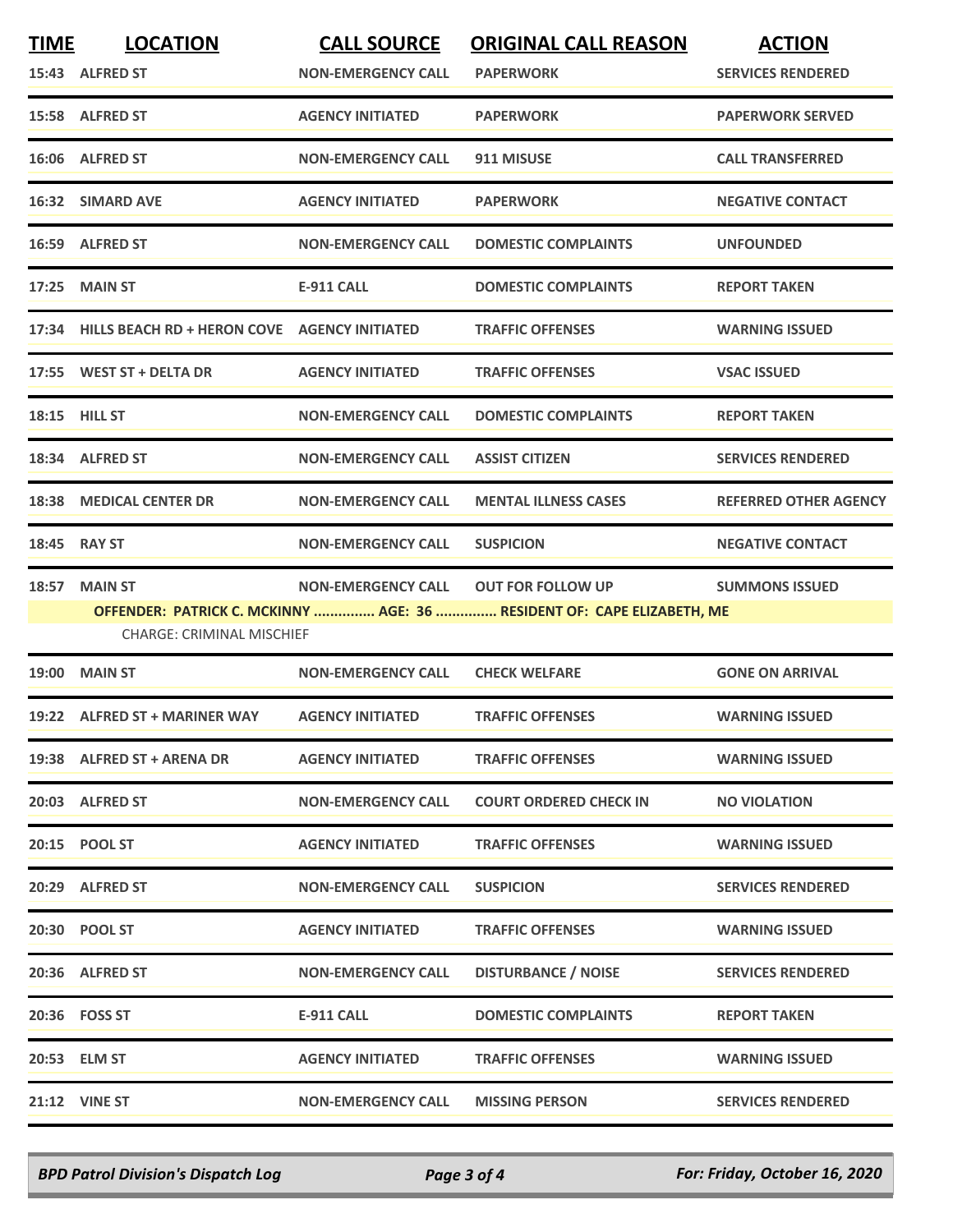| TIME | LOCATION | CALL SOURCE | ORIGINAL CALL REASON | ACTION |
|---|---|---|---|---|
| 15:43 | ALFRED ST | NON-EMERGENCY CALL | PAPERWORK | SERVICES RENDERED |
| 15:58 | ALFRED ST | AGENCY INITIATED | PAPERWORK | PAPERWORK SERVED |
| 16:06 | ALFRED ST | NON-EMERGENCY CALL | 911 MISUSE | CALL TRANSFERRED |
| 16:32 | SIMARD AVE | AGENCY INITIATED | PAPERWORK | NEGATIVE CONTACT |
| 16:59 | ALFRED ST | NON-EMERGENCY CALL | DOMESTIC COMPLAINTS | UNFOUNDED |
| 17:25 | MAIN ST | E-911 CALL | DOMESTIC COMPLAINTS | REPORT TAKEN |
| 17:34 | HILLS BEACH RD + HERON COVE | AGENCY INITIATED | TRAFFIC OFFENSES | WARNING ISSUED |
| 17:55 | WEST ST + DELTA DR | AGENCY INITIATED | TRAFFIC OFFENSES | VSAC ISSUED |
| 18:15 | HILL ST | NON-EMERGENCY CALL | DOMESTIC COMPLAINTS | REPORT TAKEN |
| 18:34 | ALFRED ST | NON-EMERGENCY CALL | ASSIST CITIZEN | SERVICES RENDERED |
| 18:38 | MEDICAL CENTER DR | NON-EMERGENCY CALL | MENTAL ILLNESS CASES | REFERRED OTHER AGENCY |
| 18:45 | RAY ST | NON-EMERGENCY CALL | SUSPICION | NEGATIVE CONTACT |
| 18:57 | MAIN ST | NON-EMERGENCY CALL | OUT FOR FOLLOW UP | SUMMONS ISSUED |
| | **OFFENDER: PATRICK C. MCKINNY ............... AGE: 36 ............... RESIDENT OF: CAPE ELIZABETH, ME** | | | |
| | CHARGE: CRIMINAL MISCHIEF | | | |
| 19:00 | MAIN ST | NON-EMERGENCY CALL | CHECK WELFARE | GONE ON ARRIVAL |
| 19:22 | ALFRED ST + MARINER WAY | AGENCY INITIATED | TRAFFIC OFFENSES | WARNING ISSUED |
| 19:38 | ALFRED ST + ARENA DR | AGENCY INITIATED | TRAFFIC OFFENSES | WARNING ISSUED |
| 20:03 | ALFRED ST | NON-EMERGENCY CALL | COURT ORDERED CHECK IN | NO VIOLATION |
| 20:15 | POOL ST | AGENCY INITIATED | TRAFFIC OFFENSES | WARNING ISSUED |
| 20:29 | ALFRED ST | NON-EMERGENCY CALL | SUSPICION | SERVICES RENDERED |
| 20:30 | POOL ST | AGENCY INITIATED | TRAFFIC OFFENSES | WARNING ISSUED |
| 20:36 | ALFRED ST | NON-EMERGENCY CALL | DISTURBANCE / NOISE | SERVICES RENDERED |
| 20:36 | FOSS ST | E-911 CALL | DOMESTIC COMPLAINTS | REPORT TAKEN |
| 20:53 | ELM ST | AGENCY INITIATED | TRAFFIC OFFENSES | WARNING ISSUED |
| 21:12 | VINE ST | NON-EMERGENCY CALL | MISSING PERSON | SERVICES RENDERED |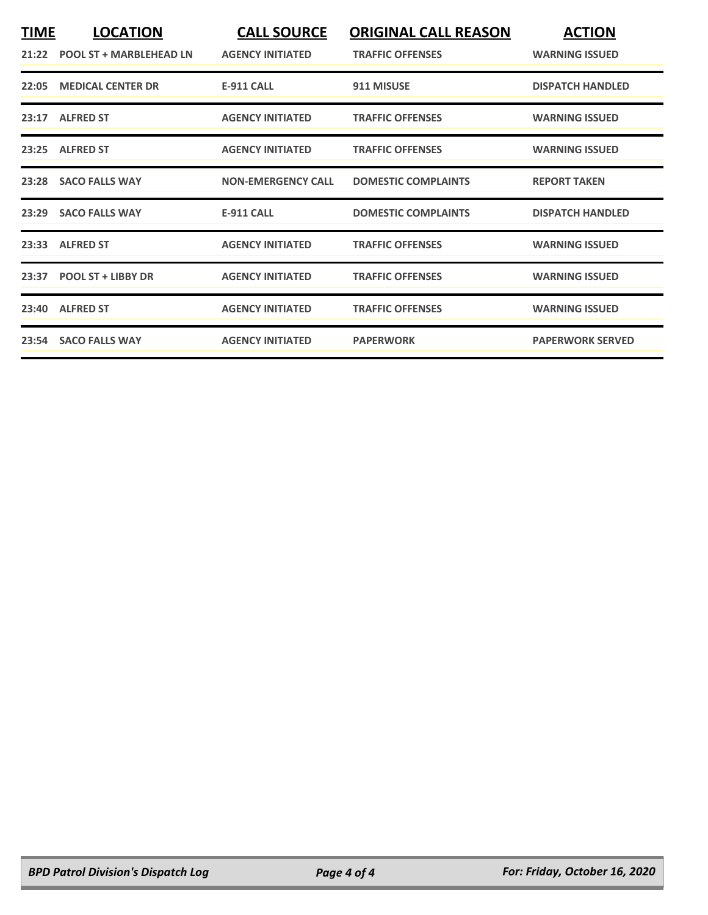| TIME | LOCATION | CALL SOURCE | ORIGINAL CALL REASON | ACTION |
|---|---|---|---|---|
| 21:22 | POOL ST + MARBLEHEAD LN | AGENCY INITIATED | TRAFFIC OFFENSES | WARNING ISSUED |
| 22:05 | MEDICAL CENTER DR | E-911 CALL | 911 MISUSE | DISPATCH HANDLED |
| 23:17 | ALFRED ST | AGENCY INITIATED | TRAFFIC OFFENSES | WARNING ISSUED |
| 23:25 | ALFRED ST | AGENCY INITIATED | TRAFFIC OFFENSES | WARNING ISSUED |
| 23:28 | SACO FALLS WAY | NON-EMERGENCY CALL | DOMESTIC COMPLAINTS | REPORT TAKEN |
| 23:29 | SACO FALLS WAY | E-911 CALL | DOMESTIC COMPLAINTS | DISPATCH HANDLED |
| 23:33 | ALFRED ST | AGENCY INITIATED | TRAFFIC OFFENSES | WARNING ISSUED |
| 23:37 | POOL ST + LIBBY DR | AGENCY INITIATED | TRAFFIC OFFENSES | WARNING ISSUED |
| 23:40 | ALFRED ST | AGENCY INITIATED | TRAFFIC OFFENSES | WARNING ISSUED |
| 23:54 | SACO FALLS WAY | AGENCY INITIATED | PAPERWORK | PAPERWORK SERVED |